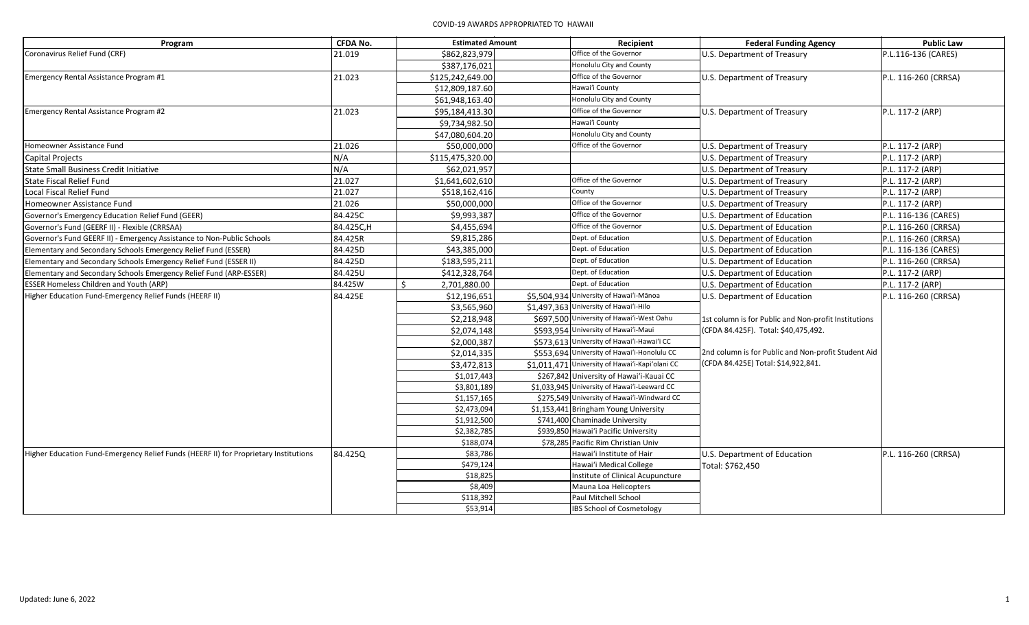# COVID-19 AWARDS APPROPRIATED TO HAWAII

| Program | CFDA No. | Estimated Amount | | Recipient | Federal Funding Agency | Public Law |
|---|---|---|---|---|---|---|
| Coronavirus Relief Fund (CRF) | 21.019 | $862,823,979 | | Office of the Governor | U.S. Department of Treasury | P.L.116-136 (CARES) |
| | | $387,176,021 | | Honolulu City and County | | |
| Emergency Rental Assistance Program #1 | 21.023 | $125,242,649.00 | | Office of the Governor | U.S. Department of Treasury | P.L. 116-260 (CRRSA) |
| | | $12,809,187.60 | | Hawai'i County | | |
| | | $61,948,163.40 | | Honolulu City and County | | |
| Emergency Rental Assistance Program #2 | 21.023 | $95,184,413.30 | | Office of the Governor | U.S. Department of Treasury | P.L. 117-2 (ARP) |
| | | $9,734,982.50 | | Hawai'i County | | |
| | | $47,080,604.20 | | Honolulu City and County | | |
| Homeowner Assistance Fund | 21.026 | $50,000,000 | | Office of the Governor | U.S. Department of Treasury | P.L. 117-2 (ARP) |
| Capital Projects | N/A | $115,475,320.00 | | | U.S. Department of Treasury | P.L. 117-2 (ARP) |
| State Small Business Credit Initiative | N/A | $62,021,957 | | | U.S. Department of Treasury | P.L. 117-2 (ARP) |
| State Fiscal Relief Fund | 21.027 | $1,641,602,610 | | Office of the Governor | U.S. Department of Treasury | P.L. 117-2 (ARP) |
| Local Fiscal Relief Fund | 21.027 | $518,162,416 | | County | U.S. Department of Treasury | P.L. 117-2 (ARP) |
| Homeowner Assistance Fund | 21.026 | $50,000,000 | | Office of the Governor | U.S. Department of Treasury | P.L. 117-2 (ARP) |
| Governor's Emergency Education Relief Fund (GEER) | 84.425C | $9,993,387 | | Office of the Governor | U.S. Department of Education | P.L. 116-136 (CARES) |
| Governor's Fund (GEERF II) - Flexible (CRRSAA) | 84.425C,H | $4,455,694 | | Office of the Governor | U.S. Department of Education | P.L. 116-260 (CRRSA) |
| Governor's Fund GEERF II) - Emergency Assistance to Non-Public Schools | 84.425R | $9,815,286 | | Dept. of Education | U.S. Department of Education | P.L. 116-260 (CRRSA) |
| Elementary and Secondary Schools Emergency Relief Fund (ESSER) | 84.425D | $43,385,000 | | Dept. of Education | U.S. Department of Education | P.L. 116-136 (CARES) |
| Elementary and Secondary Schools Emergency Relief Fund (ESSER II) | 84.425D | $183,595,211 | | Dept. of Education | U.S. Department of Education | P.L. 116-260 (CRRSA) |
| Elementary and Secondary Schools Emergency Relief Fund (ARP-ESSER) | 84.425U | $412,328,764 | | Dept. of Education | U.S. Department of Education | P.L. 117-2 (ARP) |
| ESSER Homeless Children and Youth (ARP) | 84.425W | $ 2,701,880.00 | | Dept. of Education | U.S. Department of Education | P.L. 117-2 (ARP) |
| Higher Education Fund-Emergency Relief Funds (HEERF II) | 84.425E | $12,196,651 | $5,504,934 | University of Hawai'i-Mānoa | U.S. Department of Education | P.L. 116-260 (CRRSA) |
| | | $3,565,960 | $1,497,363 | University of Hawai'i-Hilo | | |
| | | $2,218,948 | $697,500 | University of Hawai'i-West Oahu | 1st column is for Public and Non-profit Institutions (CFDA 84.425F). Total: $40,475,492. | |
| | | $2,074,148 | $593,954 | University of Hawai'i-Maui | | |
| | | $2,000,387 | $573,613 | University of Hawai'i-Hawai'i CC | | |
| | | $2,014,335 | $553,694 | University of Hawai'i-Honolulu CC | 2nd column is for Public and Non-profit Student Aid (CFDA 84.425E) Total: $14,922,841. | |
| | | $3,472,813 | $1,011,471 | University of Hawai'i-Kapi'olani CC | | |
| | | $1,017,443 | $267,842 | University of Hawai'i-Kauai CC | | |
| | | $3,801,189 | $1,033,945 | University of Hawai'i-Leeward CC | | |
| | | $1,157,165 | $275,549 | University of Hawai'i-Windward CC | | |
| | | $2,473,094 | $1,153,441 | Bringham Young University | | |
| | | $1,912,500 | $741,400 | Chaminade University | | |
| | | $2,382,785 | $939,850 | Hawai'i Pacific University | | |
| | | $188,074 | $78,285 | Pacific Rim Christian Univ | | |
| Higher Education Fund-Emergency Relief Funds (HEERF II) for Proprietary Institutions | 84.425Q | $83,786 | | Hawai'i Institute of Hair | U.S. Department of Education Total: $762,450 | P.L. 116-260 (CRRSA) |
| | | $479,124 | | Hawai'i Medical College | | |
| | | $18,825 | | Institute of Clinical Acupuncture | | |
| | | $8,409 | | Mauna Loa Helicopters | | |
| | | $118,392 | | Paul Mitchell School | | |
| | | $53,914 | | IBS School of Cosmetology | | |

Updated: June 6, 2022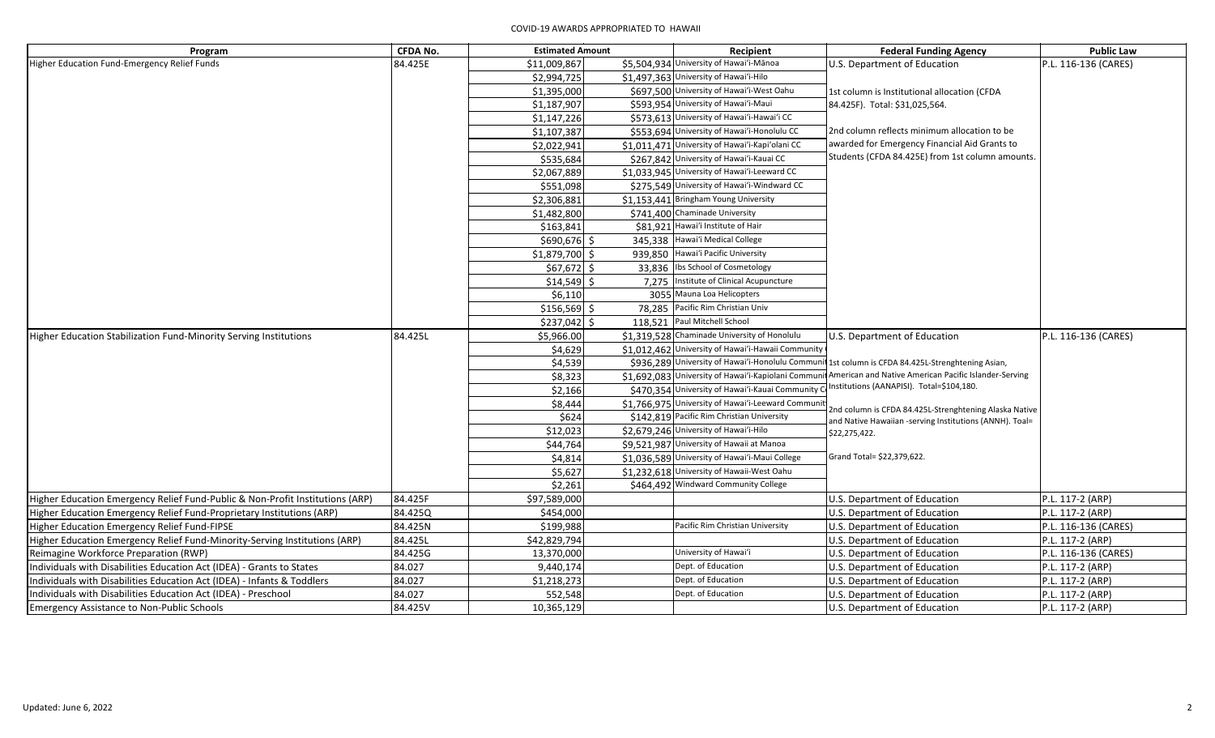# COVID-19 AWARDS APPROPRIATED TO HAWAII

| Program | CFDA No. | Estimated Amount | | Recipient | Federal Funding Agency | Public Law |
|---|---|---|---|---|---|---|
| Higher Education Fund-Emergency Relief Funds | 84.425E | $11,009,867 | $5,504,934 | University of Hawaiʻi-Mānoa | U.S. Department of Education | P.L. 116-136 (CARES) |
| | | $2,994,725 | $1,497,363 | University of Hawaiʻi-Hilo | | |
| | | $1,395,000 | $697,500 | University of Hawaiʻi-West Oahu | 1st column is Institutional allocation (CFDA 84.425F). Total: $31,025,564. | |
| | | $1,187,907 | $593,954 | University of Hawaiʻi-Maui | | |
| | | $1,147,226 | $573,613 | University of Hawaiʻi-Hawaiʻi CC | | |
| | | $1,107,387 | $553,694 | University of Hawaiʻi-Honolulu CC | 2nd column reflects minimum allocation to be awarded for Emergency Financial Aid Grants to Students (CFDA 84.425E) from 1st column amounts. | |
| | | $2,022,941 | $1,011,471 | University of Hawaiʻi-Kapiʻolani CC | | |
| | | $535,684 | $267,842 | University of Hawaiʻi-Kauai CC | | |
| | | $2,067,889 | $1,033,945 | University of Hawaiʻi-Leeward CC | | |
| | | $551,098 | $275,549 | University of Hawaiʻi-Windward CC | | |
| | | $2,306,881 | $1,153,441 | Bringham Young University | | |
| | | $1,482,800 | $741,400 | Chaminade University | | |
| | | $163,841 | $81,921 | Hawaiʻi Institute of Hair | | |
| | | $690,676 | $ 345,338 | Hawaiʻi Medical College | | |
| | | $1,879,700 | $ 939,850 | Hawaiʻi Pacific University | | |
| | | $67,672 | $ 33,836 | Ibs School of Cosmetology | | |
| | | $14,549 | $ 7,275 | Institute of Clinical Acupuncture | | |
| | | $6,110 | 3055 | Mauna Loa Helicopters | | |
| | | $156,569 | $ 78,285 | Pacific Rim Christian Univ | | |
| | | $237,042 | $ 118,521 | Paul Mitchell School | | |
| Higher Education Stabilization Fund-Minority Serving Institutions | 84.425L | $5,966.00 | $1,319,528 | Chaminade University of Honolulu | U.S. Department of Education | P.L. 116-136 (CARES) |
| | | $4,629 | $1,012,462 | University of Hawaiʻi-Hawaii Community | | |
| | | $4,539 | $936,289 | University of Hawaiʻi-Honolulu Communit | 1st column is CFDA 84.425L-Strenghtening Asian, American and Native American Pacific Islander-Serving Institutions (AANAPISI). Total=$104,180. | |
| | | $8,323 | $1,692,083 | University of Hawaiʻi-Kapiolani Communit | | |
| | | $2,166 | $470,354 | University of Hawaiʻi-Kauai Community C | | |
| | | $8,444 | $1,766,975 | University of Hawaiʻi-Leeward Communit | 2nd column is CFDA 84.425L-Strenghtening Alaska Native and Native Hawaiian -serving Institutions (ANNH). Toal= $22,275,422. | |
| | | $624 | $142,819 | Pacific Rim Christian University | | |
| | | $12,023 | $2,679,246 | University of Hawaiʻi-Hilo | | |
| | | $44,764 | $9,521,987 | University of Hawaii at Manoa | | |
| | | $4,814 | $1,036,589 | University of Hawaiʻi-Maui College | Grand Total= $22,379,622. | |
| | | $5,627 | $1,232,618 | University of Hawaii-West Oahu | | |
| | | $2,261 | $464,492 | Windward Community College | | |
| Higher Education Emergency Relief Fund-Public & Non-Profit Institutions (ARP) | 84.425F | $97,589,000 | | | U.S. Department of Education | P.L. 117-2 (ARP) |
| Higher Education Emergency Relief Fund-Proprietary Institutions (ARP) | 84.425Q | $454,000 | | | U.S. Department of Education | P.L. 117-2 (ARP) |
| Higher Education Emergency Relief Fund-FIPSE | 84.425N | $199,988 | | Pacific Rim Christian University | U.S. Department of Education | P.L. 116-136 (CARES) |
| Higher Education Emergency Relief Fund-Minority-Serving Institutions (ARP) | 84.425L | $42,829,794 | | | U.S. Department of Education | P.L. 117-2 (ARP) |
| Reimagine Workforce Preparation (RWP) | 84.425G | 13,370,000 | | University of Hawaiʻi | U.S. Department of Education | P.L. 116-136 (CARES) |
| Individuals with Disabilities Education Act (IDEA) - Grants to States | 84.027 | 9,440,174 | | Dept. of Education | U.S. Department of Education | P.L. 117-2 (ARP) |
| Individuals with Disabilities Education Act (IDEA) - Infants & Toddlers | 84.027 | $1,218,273 | | Dept. of Education | U.S. Department of Education | P.L. 117-2 (ARP) |
| Individuals with Disabilities Education Act (IDEA) - Preschool | 84.027 | 552,548 | | Dept. of Education | U.S. Department of Education | P.L. 117-2 (ARP) |
| Emergency Assistance to Non-Public Schools | 84.425V | 10,365,129 | | | U.S. Department of Education | P.L. 117-2 (ARP) |

Updated: June 6, 2022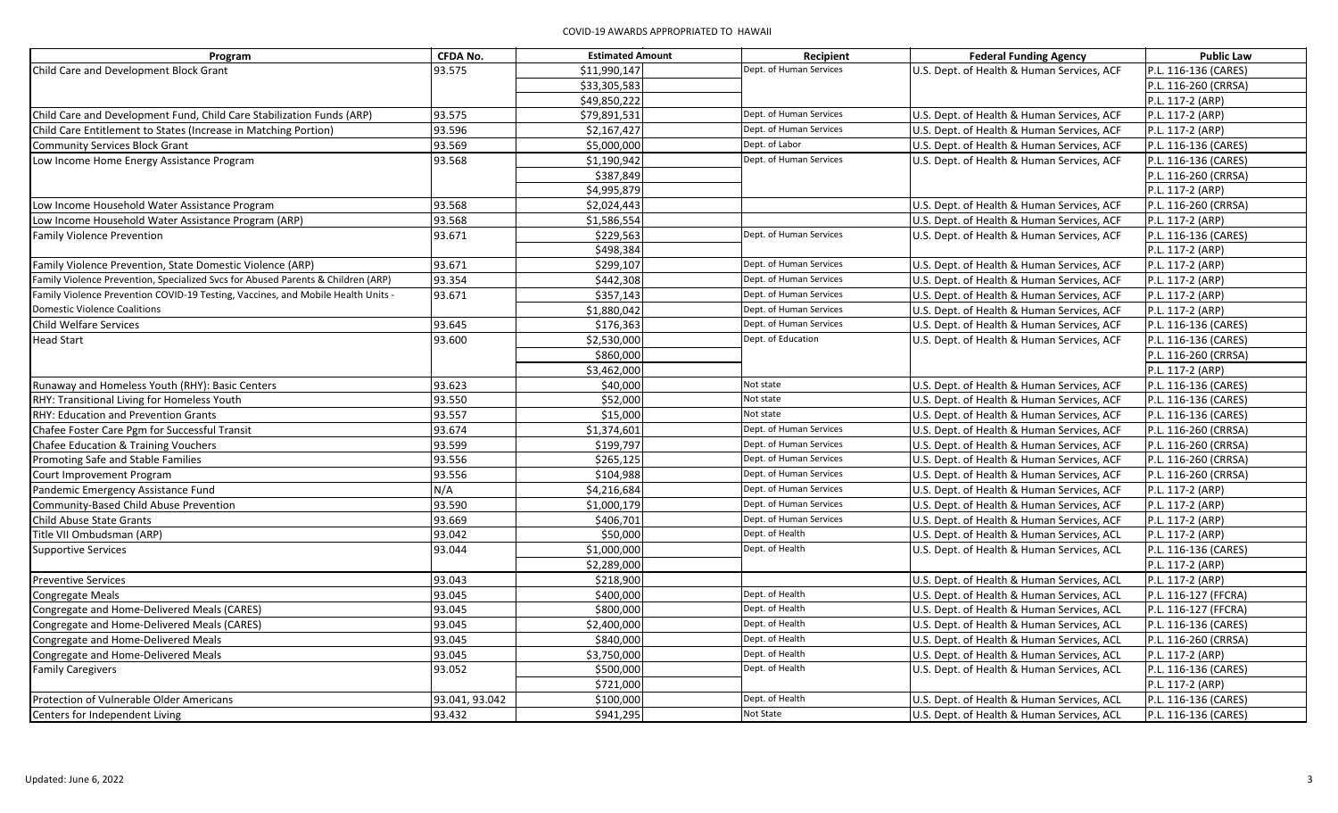# COVID-19 AWARDS APPROPRIATED TO HAWAII

| Program | CFDA No. | Estimated Amount | Recipient | Federal Funding Agency | Public Law |
|---|---|---|---|---|---|
| Child Care and Development Block Grant | 93.575 | $11,990,147 | Dept. of Human Services | U.S. Dept. of Health & Human Services, ACF | P.L. 116-136 (CARES) |
| | | $33,305,583 | | | P.L. 116-260 (CRRSA) |
| | | $49,850,222 | | | P.L. 117-2 (ARP) |
| Child Care and Development Fund, Child Care Stabilization Funds (ARP) | 93.575 | $79,891,531 | Dept. of Human Services | U.S. Dept. of Health & Human Services, ACF | P.L. 117-2 (ARP) |
| Child Care Entitlement to States (Increase in Matching Portion) | 93.596 | $2,167,427 | Dept. of Human Services | U.S. Dept. of Health & Human Services, ACF | P.L. 117-2 (ARP) |
| Community Services Block Grant | 93.569 | $5,000,000 | Dept. of Labor | U.S. Dept. of Health & Human Services, ACF | P.L. 116-136 (CARES) |
| Low Income Home Energy Assistance Program | 93.568 | $1,190,942 | Dept. of Human Services | U.S. Dept. of Health & Human Services, ACF | P.L. 116-136 (CARES) |
| | | $387,849 | | | P.L. 116-260 (CRRSA) |
| | | $4,995,879 | | | P.L. 117-2 (ARP) |
| Low Income Household Water Assistance Program | 93.568 | $2,024,443 | | U.S. Dept. of Health & Human Services, ACF | P.L. 116-260 (CRRSA) |
| Low Income Household Water Assistance Program (ARP) | 93.568 | $1,586,554 | | U.S. Dept. of Health & Human Services, ACF | P.L. 117-2 (ARP) |
| Family Violence Prevention | 93.671 | $229,563 | Dept. of Human Services | U.S. Dept. of Health & Human Services, ACF | P.L. 116-136 (CARES) |
| | | $498,384 | | | P.L. 117-2 (ARP) |
| Family Violence Prevention, State Domestic Violence (ARP) | 93.671 | $299,107 | Dept. of Human Services | U.S. Dept. of Health & Human Services, ACF | P.L. 117-2 (ARP) |
| Family Violence Prevention, Specialized Svcs for Abused Parents & Children (ARP) | 93.354 | $442,308 | Dept. of Human Services | U.S. Dept. of Health & Human Services, ACF | P.L. 117-2 (ARP) |
| Family Violence Prevention COVID-19 Testing, Vaccines, and Mobile Health Units - | 93.671 | $357,143 | Dept. of Human Services | U.S. Dept. of Health & Human Services, ACF | P.L. 117-2 (ARP) |
| Domestic Violence Coalitions | | $1,880,042 | Dept. of Human Services | U.S. Dept. of Health & Human Services, ACF | P.L. 117-2 (ARP) |
| Child Welfare Services | 93.645 | $176,363 | Dept. of Human Services | U.S. Dept. of Health & Human Services, ACF | P.L. 116-136 (CARES) |
| Head Start | 93.600 | $2,530,000 | Dept. of Education | U.S. Dept. of Health & Human Services, ACF | P.L. 116-136 (CARES) |
| | | $860,000 | | | P.L. 116-260 (CRRSA) |
| | | $3,462,000 | | | P.L. 117-2 (ARP) |
| Runaway and Homeless Youth (RHY): Basic Centers | 93.623 | $40,000 | Not state | U.S. Dept. of Health & Human Services, ACF | P.L. 116-136 (CARES) |
| RHY: Transitional Living for Homeless Youth | 93.550 | $52,000 | Not state | U.S. Dept. of Health & Human Services, ACF | P.L. 116-136 (CARES) |
| RHY: Education and Prevention Grants | 93.557 | $15,000 | Not state | U.S. Dept. of Health & Human Services, ACF | P.L. 116-136 (CARES) |
| Chafee Foster Care Pgm for Successful Transit | 93.674 | $1,374,601 | Dept. of Human Services | U.S. Dept. of Health & Human Services, ACF | P.L. 116-260 (CRRSA) |
| Chafee Education & Training Vouchers | 93.599 | $199,797 | Dept. of Human Services | U.S. Dept. of Health & Human Services, ACF | P.L. 116-260 (CRRSA) |
| Promoting Safe and Stable Families | 93.556 | $265,125 | Dept. of Human Services | U.S. Dept. of Health & Human Services, ACF | P.L. 116-260 (CRRSA) |
| Court Improvement Program | 93.556 | $104,988 | Dept. of Human Services | U.S. Dept. of Health & Human Services, ACF | P.L. 116-260 (CRRSA) |
| Pandemic Emergency Assistance Fund | N/A | $4,216,684 | Dept. of Human Services | U.S. Dept. of Health & Human Services, ACF | P.L. 117-2 (ARP) |
| Community-Based Child Abuse Prevention | 93.590 | $1,000,179 | Dept. of Human Services | U.S. Dept. of Health & Human Services, ACF | P.L. 117-2 (ARP) |
| Child Abuse State Grants | 93.669 | $406,701 | Dept. of Human Services | U.S. Dept. of Health & Human Services, ACF | P.L. 117-2 (ARP) |
| Title VII Ombudsman (ARP) | 93.042 | $50,000 | Dept. of Health | U.S. Dept. of Health & Human Services, ACL | P.L. 117-2 (ARP) |
| Supportive Services | 93.044 | $1,000,000 | Dept. of Health | U.S. Dept. of Health & Human Services, ACL | P.L. 116-136 (CARES) |
| | | $2,289,000 | | | P.L. 117-2 (ARP) |
| Preventive Services | 93.043 | $218,900 | | U.S. Dept. of Health & Human Services, ACL | P.L. 117-2 (ARP) |
| Congregate Meals | 93.045 | $400,000 | Dept. of Health | U.S. Dept. of Health & Human Services, ACL | P.L. 116-127 (FFCRA) |
| Congregate and Home-Delivered Meals (CARES) | 93.045 | $800,000 | Dept. of Health | U.S. Dept. of Health & Human Services, ACL | P.L. 116-127 (FFCRA) |
| Congregate and Home-Delivered Meals (CARES) | 93.045 | $2,400,000 | Dept. of Health | U.S. Dept. of Health & Human Services, ACL | P.L. 116-136 (CARES) |
| Congregate and Home-Delivered Meals | 93.045 | $840,000 | Dept. of Health | U.S. Dept. of Health & Human Services, ACL | P.L. 116-260 (CRRSA) |
| Congregate and Home-Delivered Meals | 93.045 | $3,750,000 | Dept. of Health | U.S. Dept. of Health & Human Services, ACL | P.L. 117-2 (ARP) |
| Family Caregivers | 93.052 | $500,000 | Dept. of Health | U.S. Dept. of Health & Human Services, ACL | P.L. 116-136 (CARES) |
| | | $721,000 | | | P.L. 117-2 (ARP) |
| Protection of Vulnerable Older Americans | 93.041, 93.042 | $100,000 | Dept. of Health | U.S. Dept. of Health & Human Services, ACL | P.L. 116-136 (CARES) |
| Centers for Independent Living | 93.432 | $941,295 | Not State | U.S. Dept. of Health & Human Services, ACL | P.L. 116-136 (CARES) |

Updated: June 6, 2022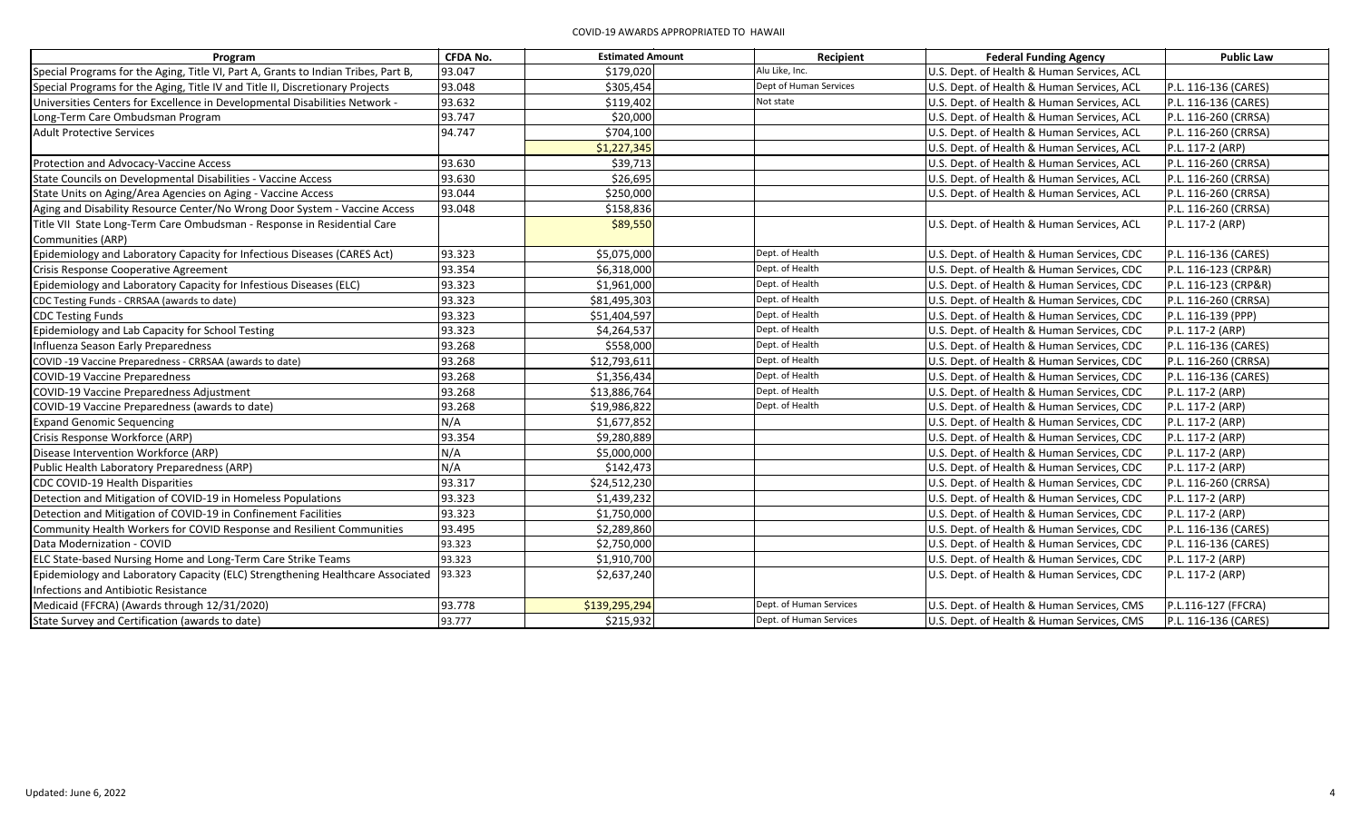# COVID-19 AWARDS APPROPRIATED TO HAWAII

| Program | CFDA No. | Estimated Amount | Recipient | Federal Funding Agency | Public Law |
|---|---|---|---|---|---|
| Special Programs for the Aging, Title VI, Part A, Grants to Indian Tribes, Part B, | 93.047 | $179,020 | Alu Like, Inc. | U.S. Dept. of Health & Human Services, ACL | |
| Special Programs for the Aging, Title IV and Title II, Discretionary Projects | 93.048 | $305,454 | Dept of Human Services | U.S. Dept. of Health & Human Services, ACL | P.L. 116-136 (CARES) |
| Universities Centers for Excellence in Developmental Disabilities Network - | 93.632 | $119,402 | Not state | U.S. Dept. of Health & Human Services, ACL | P.L. 116-136 (CARES) |
| Long-Term Care Ombudsman Program | 93.747 | $20,000 | | U.S. Dept. of Health & Human Services, ACL | P.L. 116-260 (CRRSA) |
| Adult Protective Services | 94.747 | $704,100 | | U.S. Dept. of Health & Human Services, ACL | P.L. 116-260 (CRRSA) |
| | | $1,227,345 | | U.S. Dept. of Health & Human Services, ACL | P.L. 117-2 (ARP) |
| Protection and Advocacy-Vaccine Access | 93.630 | $39,713 | | U.S. Dept. of Health & Human Services, ACL | P.L. 116-260 (CRRSA) |
| State Councils on Developmental Disabilities - Vaccine Access | 93.630 | $26,695 | | U.S. Dept. of Health & Human Services, ACL | P.L. 116-260 (CRRSA) |
| State Units on Aging/Area Agencies on Aging - Vaccine Access | 93.044 | $250,000 | | U.S. Dept. of Health & Human Services, ACL | P.L. 116-260 (CRRSA) |
| Aging and Disability Resource Center/No Wrong Door System - Vaccine Access | 93.048 | $158,836 | | | P.L. 116-260 (CRRSA) |
| Title VII State Long-Term Care Ombudsman - Response in Residential Care Communities (ARP) | | $89,550 | | U.S. Dept. of Health & Human Services, ACL | P.L. 117-2 (ARP) |
| Epidemiology and Laboratory Capacity for Infectious Diseases (CARES Act) | 93.323 | $5,075,000 | Dept. of Health | U.S. Dept. of Health & Human Services, CDC | P.L. 116-136 (CARES) |
| Crisis Response Cooperative Agreement | 93.354 | $6,318,000 | Dept. of Health | U.S. Dept. of Health & Human Services, CDC | P.L. 116-123 (CRP&R) |
| Epidemiology and Laboratory Capacity for Infestious Diseases (ELC) | 93.323 | $1,961,000 | Dept. of Health | U.S. Dept. of Health & Human Services, CDC | P.L. 116-123 (CRP&R) |
| CDC Testing Funds - CRRSAA (awards to date) | 93.323 | $81,495,303 | Dept. of Health | U.S. Dept. of Health & Human Services, CDC | P.L. 116-260 (CRRSA) |
| CDC Testing Funds | 93.323 | $51,404,597 | Dept. of Health | U.S. Dept. of Health & Human Services, CDC | P.L. 116-139 (PPP) |
| Epidemiology and Lab Capacity for School Testing | 93.323 | $4,264,537 | Dept. of Health | U.S. Dept. of Health & Human Services, CDC | P.L. 117-2 (ARP) |
| Influenza Season Early Preparedness | 93.268 | $558,000 | Dept. of Health | U.S. Dept. of Health & Human Services, CDC | P.L. 116-136 (CARES) |
| COVID -19 Vaccine Preparedness - CRRSAA (awards to date) | 93.268 | $12,793,611 | Dept. of Health | U.S. Dept. of Health & Human Services, CDC | P.L. 116-260 (CRRSA) |
| COVID-19 Vaccine Preparedness | 93.268 | $1,356,434 | Dept. of Health | U.S. Dept. of Health & Human Services, CDC | P.L. 116-136 (CARES) |
| COVID-19 Vaccine Preparedness Adjustment | 93.268 | $13,886,764 | Dept. of Health | U.S. Dept. of Health & Human Services, CDC | P.L. 117-2 (ARP) |
| COVID-19 Vaccine Preparedness (awards to date) | 93.268 | $19,986,822 | Dept. of Health | U.S. Dept. of Health & Human Services, CDC | P.L. 117-2 (ARP) |
| Expand Genomic Sequencing | N/A | $1,677,852 | | U.S. Dept. of Health & Human Services, CDC | P.L. 117-2 (ARP) |
| Crisis Response Workforce (ARP) | 93.354 | $9,280,889 | | U.S. Dept. of Health & Human Services, CDC | P.L. 117-2 (ARP) |
| Disease Intervention Workforce (ARP) | N/A | $5,000,000 | | U.S. Dept. of Health & Human Services, CDC | P.L. 117-2 (ARP) |
| Public Health Laboratory Preparedness (ARP) | N/A | $142,473 | | U.S. Dept. of Health & Human Services, CDC | P.L. 117-2 (ARP) |
| CDC COVID-19 Health Disparities | 93.317 | $24,512,230 | | U.S. Dept. of Health & Human Services, CDC | P.L. 116-260 (CRRSA) |
| Detection and Mitigation of COVID-19 in Homeless Populations | 93.323 | $1,439,232 | | U.S. Dept. of Health & Human Services, CDC | P.L. 117-2 (ARP) |
| Detection and Mitigation of COVID-19 in Confinement Facilities | 93.323 | $1,750,000 | | U.S. Dept. of Health & Human Services, CDC | P.L. 117-2 (ARP) |
| Community Health Workers for COVID Response and Resilient Communities | 93.495 | $2,289,860 | | U.S. Dept. of Health & Human Services, CDC | P.L. 116-136 (CARES) |
| Data Modernization - COVID | 93.323 | $2,750,000 | | U.S. Dept. of Health & Human Services, CDC | P.L. 116-136 (CARES) |
| ELC State-based Nursing Home and Long-Term Care Strike Teams | 93.323 | $1,910,700 | | U.S. Dept. of Health & Human Services, CDC | P.L. 117-2 (ARP) |
| Epidemiology and Laboratory Capacity (ELC) Strengthening Healthcare Associated Infections and Antibiotic Resistance | 93.323 | $2,637,240 | | U.S. Dept. of Health & Human Services, CDC | P.L. 117-2 (ARP) |
| Medicaid (FFCRA) (Awards through 12/31/2020) | 93.778 | $139,295,294 | Dept. of Human Services | U.S. Dept. of Health & Human Services, CMS | P.L.116-127 (FFCRA) |
| State Survey and Certification (awards to date) | 93.777 | $215,932 | Dept. of Human Services | U.S. Dept. of Health & Human Services, CMS | P.L. 116-136 (CARES) |

Updated: June 6, 2022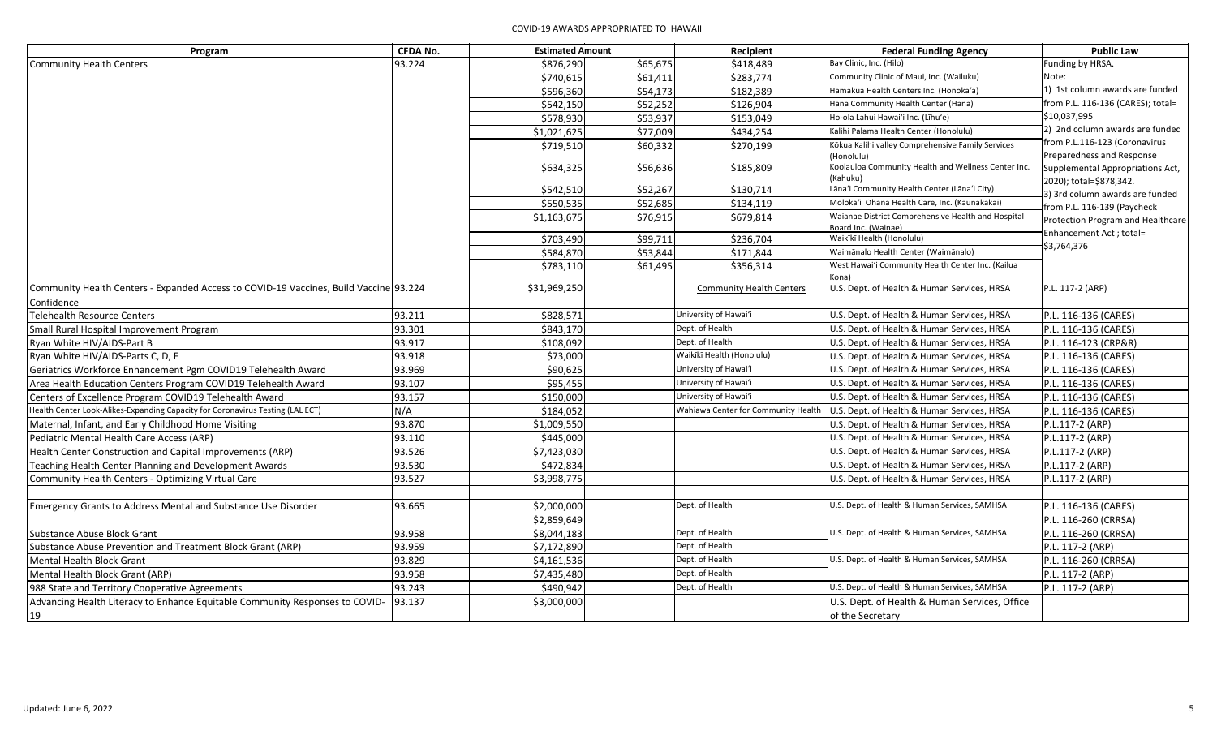# COVID-19 AWARDS APPROPRIATED TO HAWAII

| Program | CFDA No. | Estimated Amount | | Recipient | Federal Funding Agency | Public Law |
|---|---|---|---|---|---|---|
| Community Health Centers | 93.224 | $876,290 | $65,675 | $418,489 | Bay Clinic, Inc. (Hilo) | Funding by HRSA. Note: 1) 1st column awards are funded from P.L. 116-136 (CARES); total= $10,037,995 2) 2nd column awards are funded from P.L.116-123 (Coronavirus Preparedness and Response Supplemental Appropriations Act, 2020); total=$878,342. 3) 3rd column awards are funded from P.L. 116-139 (Paycheck Protection Program and Healthcare Enhancement Act ; total= $3,764,376 |
| | | $740,615 | $61,411 | $283,774 | Community Clinic of Maui, Inc. (Wailuku) | |
| | | $596,360 | $54,173 | $182,389 | Hamakua Health Centers Inc. (Honoka'a) | |
| | | $542,150 | $52,252 | $126,904 | Hāna Community Health Center (Hāna) | |
| | | $578,930 | $53,937 | $153,049 | Ho-ola Lahui Hawai'i Inc. (Līhu'e) | |
| | | $1,021,625 | $77,009 | $434,254 | Kalihi Palama Health Center (Honolulu) | |
| | | $719,510 | $60,332 | $270,199 | Kōkua Kalihi valley Comprehensive Family Services (Honolulu) | |
| | | $634,325 | $56,636 | $185,809 | Koolauloa Community Health and Wellness Center Inc. (Kahuku) | |
| | | $542,510 | $52,267 | $130,714 | Lāna'i Community Health Center (Lāna'i City) | |
| | | $550,535 | $52,685 | $134,119 | Moloka'i Ohana Health Care, Inc. (Kaunakakai) | |
| | | $1,163,675 | $76,915 | $679,814 | Waianae District Comprehensive Health and Hospital Board Inc. (Wainae) | |
| | | $703,490 | $99,711 | $236,704 | Waikīkī Health (Honolulu) | |
| | | $584,870 | $53,844 | $171,844 | Waimānalo Health Center (Waimānalo) | |
| | | $783,110 | $61,495 | $356,314 | West Hawai'i Community Health Center Inc. (Kailua Kona) | |
| Community Health Centers - Expanded Access to COVID-19 Vaccines, Build Vaccine Confidence | 93.224 | $31,969,250 | | Community Health Centers | U.S. Dept. of Health & Human Services, HRSA | P.L. 117-2 (ARP) |
| Telehealth Resource Centers | 93.211 | $828,571 | | University of Hawai'i | U.S. Dept. of Health & Human Services, HRSA | P.L. 116-136 (CARES) |
| Small Rural Hospital Improvement Program | 93.301 | $843,170 | | Dept. of Health | U.S. Dept. of Health & Human Services, HRSA | P.L. 116-136 (CARES) |
| Ryan White HIV/AIDS-Part B | 93.917 | $108,092 | | Dept. of Health | U.S. Dept. of Health & Human Services, HRSA | P.L. 116-123 (CRP&R) |
| Ryan White HIV/AIDS-Parts C, D, F | 93.918 | $73,000 | | Waikīkī Health (Honolulu) | U.S. Dept. of Health & Human Services, HRSA | P.L. 116-136 (CARES) |
| Geriatrics Workforce Enhancement Pgm COVID19 Telehealth Award | 93.969 | $90,625 | | University of Hawai'i | U.S. Dept. of Health & Human Services, HRSA | P.L. 116-136 (CARES) |
| Area Health Education Centers Program COVID19 Telehealth Award | 93.107 | $95,455 | | University of Hawai'i | U.S. Dept. of Health & Human Services, HRSA | P.L. 116-136 (CARES) |
| Centers of Excellence Program COVID19 Telehealth Award | 93.157 | $150,000 | | University of Hawai'i | U.S. Dept. of Health & Human Services, HRSA | P.L. 116-136 (CARES) |
| Health Center Look-Alikes-Expanding Capacity for Coronavirus Testing (LAL ECT) | N/A | $184,052 | | Wahiawa Center for Community Health | U.S. Dept. of Health & Human Services, HRSA | P.L. 116-136 (CARES) |
| Maternal, Infant, and Early Childhood Home Visiting | 93.870 | $1,009,550 | | | U.S. Dept. of Health & Human Services, HRSA | P.L.117-2 (ARP) |
| Pediatric Mental Health Care Access (ARP) | 93.110 | $445,000 | | | U.S. Dept. of Health & Human Services, HRSA | P.L.117-2 (ARP) |
| Health Center Construction and Capital Improvements (ARP) | 93.526 | $7,423,030 | | | U.S. Dept. of Health & Human Services, HRSA | P.L.117-2 (ARP) |
| Teaching Health Center Planning and Development Awards | 93.530 | $472,834 | | | U.S. Dept. of Health & Human Services, HRSA | P.L.117-2 (ARP) |
| Community Health Centers - Optimizing Virtual Care | 93.527 | $3,998,775 | | | U.S. Dept. of Health & Human Services, HRSA | P.L.117-2 (ARP) |
| | | | | | | |
| Emergency Grants to Address Mental and Substance Use Disorder | 93.665 | $2,000,000 | | Dept. of Health | U.S. Dept. of Health & Human Services, SAMHSA | P.L. 116-136 (CARES) |
| | | $2,859,649 | | | | P.L. 116-260 (CRRSA) |
| Substance Abuse Block Grant | 93.958 | $8,044,183 | | Dept. of Health | U.S. Dept. of Health & Human Services, SAMHSA | P.L. 116-260 (CRRSA) |
| Substance Abuse Prevention and Treatment Block Grant (ARP) | 93.959 | $7,172,890 | | Dept. of Health | | P.L. 117-2 (ARP) |
| Mental Health Block Grant | 93.829 | $4,161,536 | | Dept. of Health | U.S. Dept. of Health & Human Services, SAMHSA | P.L. 116-260 (CRRSA) |
| Mental Health Block Grant (ARP) | 93.958 | $7,435,480 | | Dept. of Health | | P.L. 117-2 (ARP) |
| 988 State and Territory Cooperative Agreements | 93.243 | $490,942 | | Dept. of Health | U.S. Dept. of Health & Human Services, SAMHSA | P.L. 117-2 (ARP) |
| Advancing Health Literacy to Enhance Equitable Community Responses to COVID-19 | 93.137 | $3,000,000 | | | U.S. Dept. of Health & Human Services, Office of the Secretary | |

Updated: June 6, 2022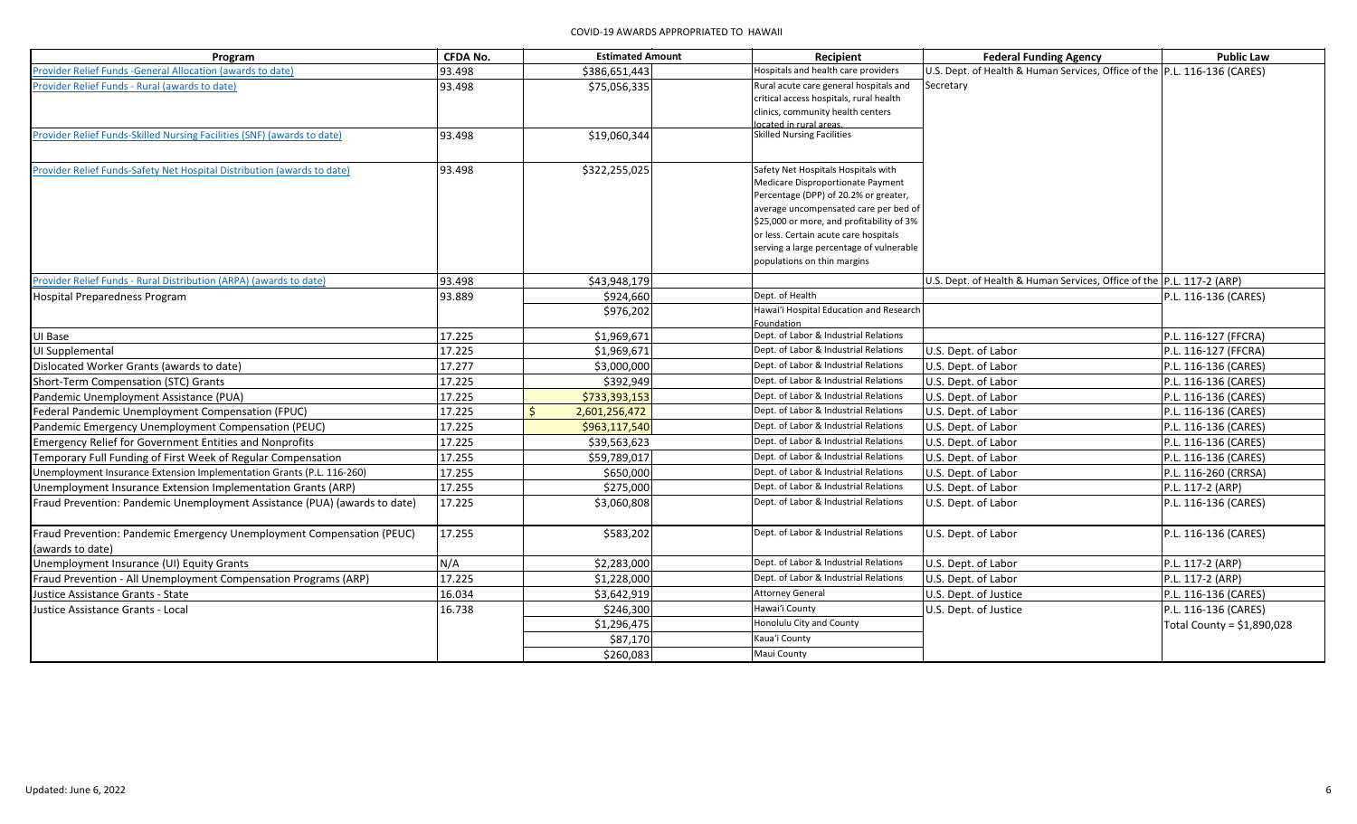# COVID-19 AWARDS APPROPRIATED TO HAWAII

| Program | CFDA No. | Estimated Amount | Recipient | Federal Funding Agency | Public Law |
|---|---|---|---|---|---|
| Provider Relief Funds -General Allocation (awards to date) | 93.498 | $386,651,443 | Hospitals and health care providers | U.S. Dept. of Health & Human Services, Office of the Secretary | P.L. 116-136 (CARES) |
| Provider Relief Funds - Rural (awards to date) | 93.498 | $75,056,335 | Rural acute care general hospitals and critical access hospitals, rural health clinics, community health centers located in rural areas. | | |
| Provider Relief Funds-Skilled Nursing Facilities (SNF) (awards to date) | 93.498 | $19,060,344 | Skilled Nursing Facilities | | |
| Provider Relief Funds-Safety Net Hospital Distribution (awards to date) | 93.498 | $322,255,025 | Safety Net Hospitals Hospitals with Medicare Disproportionate Payment Percentage (DPP) of 20.2% or greater, average uncompensated care per bed of $25,000 or more, and profitability of 3% or less. Certain acute care hospitals serving a large percentage of vulnerable populations on thin margins | | |
| Provider Relief Funds - Rural Distribution (ARPA) (awards to date) | 93.498 | $43,948,179 | | U.S. Dept. of Health & Human Services, Office of the | P.L. 117-2 (ARP) |
| Hospital Preparedness Program | 93.889 | $924,660 | Dept. of Health | | P.L. 116-136 (CARES) |
| | | $976,202 | Hawai'i Hospital Education and Research Foundation | | |
| UI Base | 17.225 | $1,969,671 | Dept. of Labor & Industrial Relations | | P.L. 116-127 (FFCRA) |
| UI Supplemental | 17.225 | $1,969,671 | Dept. of Labor & Industrial Relations | U.S. Dept. of Labor | P.L. 116-127 (FFCRA) |
| Dislocated Worker Grants (awards to date) | 17.277 | $3,000,000 | Dept. of Labor & Industrial Relations | U.S. Dept. of Labor | P.L. 116-136 (CARES) |
| Short-Term Compensation (STC) Grants | 17.225 | $392,949 | Dept. of Labor & Industrial Relations | U.S. Dept. of Labor | P.L. 116-136 (CARES) |
| Pandemic Unemployment Assistance (PUA) | 17.225 | $733,393,153 | Dept. of Labor & Industrial Relations | U.S. Dept. of Labor | P.L. 116-136 (CARES) |
| Federal Pandemic Unemployment Compensation (FPUC) | 17.225 | $ 2,601,256,472 | Dept. of Labor & Industrial Relations | U.S. Dept. of Labor | P.L. 116-136 (CARES) |
| Pandemic Emergency Unemployment Compensation (PEUC) | 17.225 | $963,117,540 | Dept. of Labor & Industrial Relations | U.S. Dept. of Labor | P.L. 116-136 (CARES) |
| Emergency Relief for Government Entities and Nonprofits | 17.225 | $39,563,623 | Dept. of Labor & Industrial Relations | U.S. Dept. of Labor | P.L. 116-136 (CARES) |
| Temporary Full Funding of First Week of Regular Compensation | 17.255 | $59,789,017 | Dept. of Labor & Industrial Relations | U.S. Dept. of Labor | P.L. 116-136 (CARES) |
| Unemployment Insurance Extension Implementation Grants (P.L. 116-260) | 17.255 | $650,000 | Dept. of Labor & Industrial Relations | U.S. Dept. of Labor | P.L. 116-260 (CRRSA) |
| Unemployment Insurance Extension Implementation Grants (ARP) | 17.255 | $275,000 | Dept. of Labor & Industrial Relations | U.S. Dept. of Labor | P.L. 117-2 (ARP) |
| Fraud Prevention: Pandemic Unemployment Assistance (PUA) (awards to date) | 17.225 | $3,060,808 | Dept. of Labor & Industrial Relations | U.S. Dept. of Labor | P.L. 116-136 (CARES) |
| Fraud Prevention: Pandemic Emergency Unemployment Compensation (PEUC) (awards to date) | 17.255 | $583,202 | Dept. of Labor & Industrial Relations | U.S. Dept. of Labor | P.L. 116-136 (CARES) |
| Unemployment Insurance (UI) Equity Grants | N/A | $2,283,000 | Dept. of Labor & Industrial Relations | U.S. Dept. of Labor | P.L. 117-2 (ARP) |
| Fraud Prevention - All Unemployment Compensation Programs (ARP) | 17.225 | $1,228,000 | Dept. of Labor & Industrial Relations | U.S. Dept. of Labor | P.L. 117-2 (ARP) |
| Justice Assistance Grants - State | 16.034 | $3,642,919 | Attorney General | U.S. Dept. of Justice | P.L. 116-136 (CARES) |
| Justice Assistance Grants - Local | 16.738 | $246,300 | Hawai'i County | U.S. Dept. of Justice | P.L. 116-136 (CARES) |
| | | $1,296,475 | Honolulu City and County | | Total County = $1,890,028 |
| | | $87,170 | Kaua'i County | | |
| | | $260,083 | Maui County | | |

Updated: June 6, 2022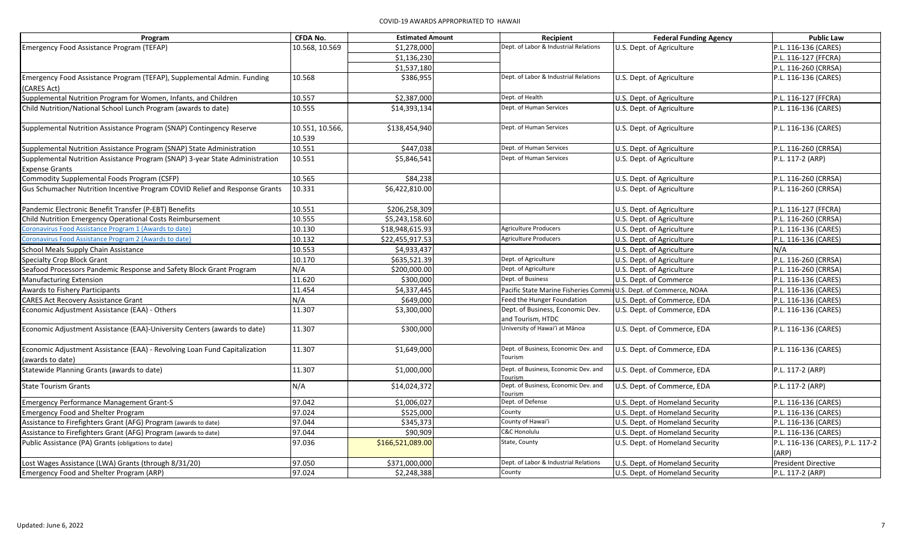# COVID-19 AWARDS APPROPRIATED TO HAWAII

| Program | CFDA No. | Estimated Amount | Recipient | Federal Funding Agency | Public Law |
|---|---|---|---|---|---|
| Emergency Food Assistance Program (TEFAP) | 10.568, 10.569 | $1,278,000 | Dept. of Labor & Industrial Relations | U.S. Dept. of Agriculture | P.L. 116-136 (CARES) |
| | | $1,136,230 | | | P.L. 116-127 (FFCRA) |
| | | $1,537,180 | | | P.L. 116-260 (CRRSA) |
| Emergency Food Assistance Program (TEFAP), Supplemental Admin. Funding (CARES Act) | 10.568 | $386,955 | Dept. of Labor & Industrial Relations | U.S. Dept. of Agriculture | P.L. 116-136 (CARES) |
| Supplemental Nutrition Program for Women, Infants, and Children | 10.557 | $2,387,000 | Dept. of Health | U.S. Dept. of Agriculture | P.L. 116-127 (FFCRA) |
| Child Nutrition/National School Lunch Program (awards to date) | 10.555 | $14,393,134 | Dept. of Human Services | U.S. Dept. of Agriculture | P.L. 116-136 (CARES) |
| Supplemental Nutrition Assistance Program (SNAP) Contingency Reserve | 10.551, 10.566, 10.539 | $138,454,940 | Dept. of Human Services | U.S. Dept. of Agriculture | P.L. 116-136 (CARES) |
| Supplemental Nutrition Assistance Program (SNAP) State Administration | 10.551 | $447,038 | Dept. of Human Services | U.S. Dept. of Agriculture | P.L. 116-260 (CRRSA) |
| Supplemental Nutrition Assistance Program (SNAP) 3-year State Administration Expense Grants | 10.551 | $5,846,541 | Dept. of Human Services | U.S. Dept. of Agriculture | P.L. 117-2 (ARP) |
| Commodity Supplemental Foods Program (CSFP) | 10.565 | $84,238 | | U.S. Dept. of Agriculture | P.L. 116-260 (CRRSA) |
| Gus Schumacher Nutrition Incentive Program COVID Relief and Response Grants | 10.331 | $6,422,810.00 | | U.S. Dept. of Agriculture | P.L. 116-260 (CRRSA) |
| Pandemic Electronic Benefit Transfer (P-EBT) Benefits | 10.551 | $206,258,309 | | U.S. Dept. of Agriculture | P.L. 116-127 (FFCRA) |
| Child Nutrition Emergency Operational Costs Reimbursement | 10.555 | $5,243,158.60 | | U.S. Dept. of Agriculture | P.L. 116-260 (CRRSA) |
| Coronavirus Food Assistance Program 1 (Awards to date) | 10.130 | $18,948,615.93 | Agriculture Producers | U.S. Dept. of Agriculture | P.L. 116-136 (CARES) |
| Coronavirus Food Assistance Program 2 (Awards to date) | 10.132 | $22,455,917.53 | Agriculture Producers | U.S. Dept. of Agriculture | P.L. 116-136 (CARES) |
| School Meals Supply Chain Assistance | 10.553 | $4,933,437 | | U.S. Dept. of Agriculture | N/A |
| Specialty Crop Block Grant | 10.170 | $635,521.39 | Dept. of Agriculture | U.S. Dept. of Agriculture | P.L. 116-260 (CRRSA) |
| Seafood Processors Pandemic Response and Safety Block Grant Program | N/A | $200,000.00 | Dept. of Agriculture | U.S. Dept. of Agriculture | P.L. 116-260 (CRRSA) |
| Manufacturing Extension | 11.620 | $300,000 | Dept. of Business | U.S. Dept. of Commerce | P.L. 116-136 (CARES) |
| Awards to Fishery Participants | 11.454 | $4,337,445 | Pacific State Marine Fisheries Commis | U.S. Dept. of Commerce, NOAA | P.L. 116-136 (CARES) |
| CARES Act Recovery Assistance Grant | N/A | $649,000 | Feed the Hunger Foundation | U.S. Dept. of Commerce, EDA | P.L. 116-136 (CARES) |
| Economic Adjustment Assistance (EAA) - Others | 11.307 | $3,300,000 | Dept. of Business, Economic Dev. and Tourism, HTDC | U.S. Dept. of Commerce, EDA | P.L. 116-136 (CARES) |
| Economic Adjustment Assistance (EAA)-University Centers (awards to date) | 11.307 | $300,000 | University of Hawai'i at Mānoa | U.S. Dept. of Commerce, EDA | P.L. 116-136 (CARES) |
| Economic Adjustment Assistance (EAA) - Revolving Loan Fund Capitalization (awards to date) | 11.307 | $1,649,000 | Dept. of Business, Economic Dev. and Tourism | U.S. Dept. of Commerce, EDA | P.L. 116-136 (CARES) |
| Statewide Planning Grants (awards to date) | 11.307 | $1,000,000 | Dept. of Business, Economic Dev. and Tourism | U.S. Dept. of Commerce, EDA | P.L. 117-2 (ARP) |
| State Tourism Grants | N/A | $14,024,372 | Dept. of Business, Economic Dev. and Tourism | U.S. Dept. of Commerce, EDA | P.L. 117-2 (ARP) |
| Emergency Performance Management Grant-S | 97.042 | $1,006,027 | Dept. of Defense | U.S. Dept. of Homeland Security | P.L. 116-136 (CARES) |
| Emergency Food and Shelter Program | 97.024 | $525,000 | County | U.S. Dept. of Homeland Security | P.L. 116-136 (CARES) |
| Assistance to Firefighters Grant (AFG) Program (awards to date) | 97.044 | $345,373 | County of Hawai'i | U.S. Dept. of Homeland Security | P.L. 116-136 (CARES) |
| Assistance to Firefighters Grant (AFG) Program (awards to date) | 97.044 | $90,909 | C&C Honolulu | U.S. Dept. of Homeland Security | P.L. 116-136 (CARES) |
| Public Assistance (PA) Grants (obligations to date) | 97.036 | $166,521,089.00 | State, County | U.S. Dept. of Homeland Security | P.L. 116-136 (CARES), P.L. 117-2 (ARP) |
| Lost Wages Assistance (LWA) Grants (through 8/31/20) | 97.050 | $371,000,000 | Dept. of Labor & Industrial Relations | U.S. Dept. of Homeland Security | President Directive |
| Emergency Food and Shelter Program (ARP) | 97.024 | $2,248,388 | County | U.S. Dept. of Homeland Security | P.L. 117-2 (ARP) |

Updated: June 6, 2022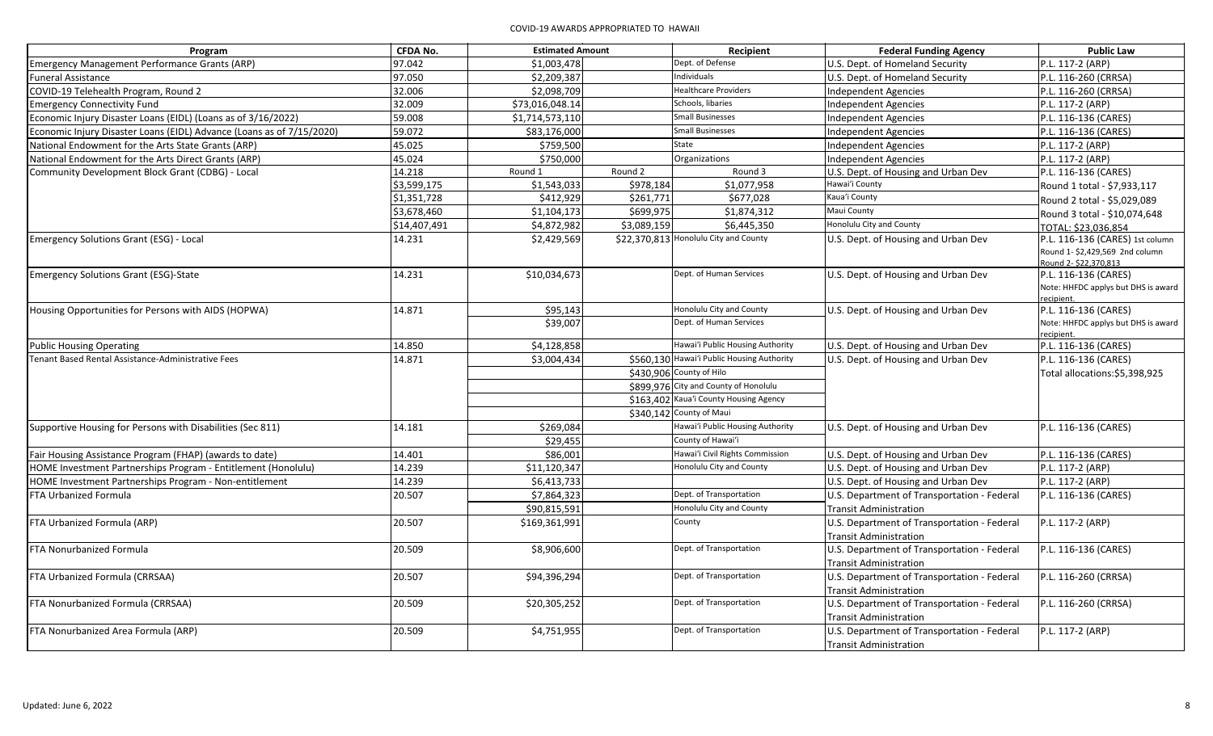# COVID-19 AWARDS APPROPRIATED TO HAWAII

| Program | CFDA No. | Estimated Amount | | Recipient | Federal Funding Agency | Public Law |
|---|---|---|---|---|---|---|
| Emergency Management Performance Grants (ARP) | 97.042 | $1,003,478 | | Dept. of Defense | U.S. Dept. of Homeland Security | P.L. 117-2 (ARP) |
| Funeral Assistance | 97.050 | $2,209,387 | | Individuals | U.S. Dept. of Homeland Security | P.L. 116-260 (CRRSA) |
| COVID-19 Telehealth Program, Round 2 | 32.006 | $2,098,709 | | Healthcare Providers | Independent Agencies | P.L. 116-260 (CRRSA) |
| Emergency Connectivity Fund | 32.009 | $73,016,048.14 | | Schools, libaries | Independent Agencies | P.L. 117-2 (ARP) |
| Economic Injury Disaster Loans (EIDL) (Loans as of 3/16/2022) | 59.008 | $1,714,573,110 | | Small Businesses | Independent Agencies | P.L. 116-136 (CARES) |
| Economic Injury Disaster Loans (EIDL) Advance (Loans as of 7/15/2020) | 59.072 | $83,176,000 | | Small Businesses | Independent Agencies | P.L. 116-136 (CARES) |
| National Endowment for the Arts State Grants (ARP) | 45.025 | $759,500 | | State | Independent Agencies | P.L. 117-2 (ARP) |
| National Endowment for the Arts Direct Grants (ARP) | 45.024 | $750,000 | | Organizations | Independent Agencies | P.L. 117-2 (ARP) |
| Community Development Block Grant (CDBG) - Local | 14.218 | Round 1 | Round 2 | Round 3 | U.S. Dept. of Housing and Urban Dev | P.L. 116-136 (CARES) |
| | $3,599,175 | $1,543,033 | $978,184 | $1,077,958 | Hawai'i County | Round 1 total - $7,933,117 |
| | $1,351,728 | $412,929 | $261,771 | $677,028 | Kaua'i County | Round 2 total - $5,029,089 |
| | $3,678,460 | $1,104,173 | $699,975 | $1,874,312 | Maui County | Round 3 total - $10,074,648 |
| | $14,407,491 | $4,872,982 | $3,089,159 | $6,445,350 | Honolulu City and County | TOTAL: $23,036,854 |
| Emergency Solutions Grant (ESG) - Local | 14.231 | $2,429,569 | $22,370,813 | Honolulu City and County | U.S. Dept. of Housing and Urban Dev | P.L. 116-136 (CARES) 1st column Round 1- $2,429,569 2nd column Round 2- $22,370,813 |
| Emergency Solutions Grant (ESG)-State | 14.231 | $10,034,673 | | Dept. of Human Services | U.S. Dept. of Housing and Urban Dev | P.L. 116-136 (CARES) Note: HHFDC applys but DHS is award recipient. |
| Housing Opportunities for Persons with AIDS (HOPWA) | 14.871 | $95,143 | | Honolulu City and County | U.S. Dept. of Housing and Urban Dev | P.L. 116-136 (CARES) |
| | | $39,007 | | Dept. of Human Services | | Note: HHFDC applys but DHS is award recipient. |
| Public Housing Operating | 14.850 | $4,128,858 | | Hawai'i Public Housing Authority | U.S. Dept. of Housing and Urban Dev | P.L. 116-136 (CARES) |
| Tenant Based Rental Assistance-Administrative Fees | 14.871 | $3,004,434 | $560,130 | Hawai'i Public Housing Authority | U.S. Dept. of Housing and Urban Dev | P.L. 116-136 (CARES) |
| | | | $430,906 | County of Hilo | | Total allocations:$5,398,925 |
| | | | $899,976 | City and County of Honolulu | | |
| | | | $163,402 | Kaua'i County Housing Agency | | |
| | | | $340,142 | County of Maui | | |
| Supportive Housing for Persons with Disabilities (Sec 811) | 14.181 | $269,084 | | Hawai'i Public Housing Authority | U.S. Dept. of Housing and Urban Dev | P.L. 116-136 (CARES) |
| | | $29,455 | | County of Hawai'i | | |
| Fair Housing Assistance Program (FHAP) (awards to date) | 14.401 | $86,001 | | Hawai'i Civil Rights Commission | U.S. Dept. of Housing and Urban Dev | P.L. 116-136 (CARES) |
| HOME Investment Partnerships Program - Entitlement (Honolulu) | 14.239 | $11,120,347 | | Honolulu City and County | U.S. Dept. of Housing and Urban Dev | P.L. 117-2 (ARP) |
| HOME Investment Partnerships Program - Non-entitlement | 14.239 | $6,413,733 | | | U.S. Dept. of Housing and Urban Dev | P.L. 117-2 (ARP) |
| FTA Urbanized Formula | 20.507 | $7,864,323 | | Dept. of Transportation | U.S. Department of Transportation - Federal Transit Administration | P.L. 116-136 (CARES) |
| | | $90,815,591 | | Honolulu City and County | | |
| FTA Urbanized Formula (ARP) | 20.507 | $169,361,991 | | County | U.S. Department of Transportation - Federal Transit Administration | P.L. 117-2 (ARP) |
| FTA Nonurbanized Formula | 20.509 | $8,906,600 | | Dept. of Transportation | U.S. Department of Transportation - Federal Transit Administration | P.L. 116-136 (CARES) |
| FTA Urbanized Formula (CRRSAA) | 20.507 | $94,396,294 | | Dept. of Transportation | U.S. Department of Transportation - Federal Transit Administration | P.L. 116-260 (CRRSA) |
| FTA Nonurbanized Formula (CRRSAA) | 20.509 | $20,305,252 | | Dept. of Transportation | U.S. Department of Transportation - Federal Transit Administration | P.L. 116-260 (CRRSA) |
| FTA Nonurbanized Area Formula (ARP) | 20.509 | $4,751,955 | | Dept. of Transportation | U.S. Department of Transportation - Federal Transit Administration | P.L. 117-2 (ARP) |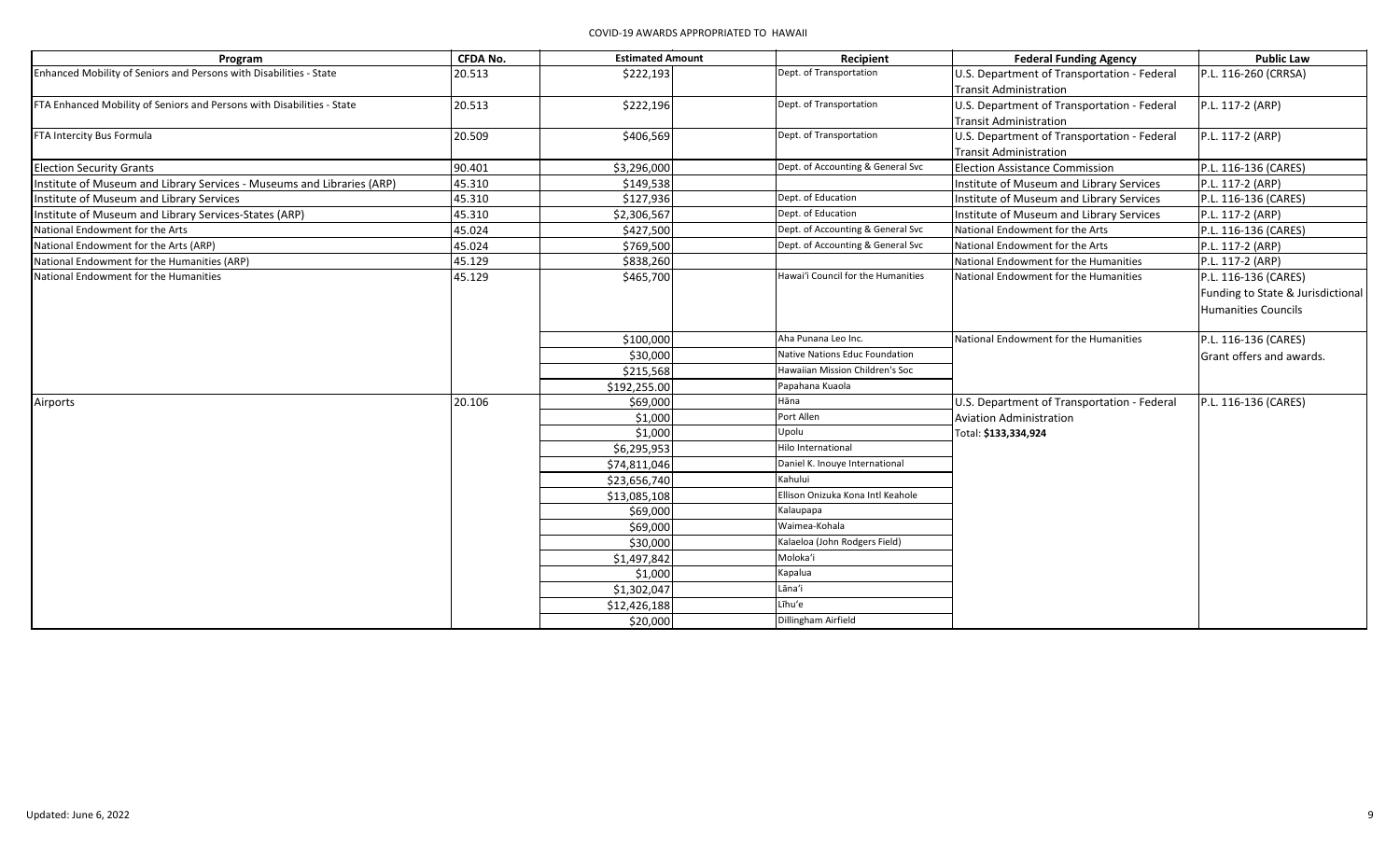COVID-19 AWARDS APPROPRIATED TO HAWAII

| Program | CFDA No. | Estimated Amount | Recipient | Federal Funding Agency | Public Law |
|---|---|---|---|---|---|
| Enhanced Mobility of Seniors and Persons with Disabilities - State | 20.513 | $222,193 | Dept. of Transportation | U.S. Department of Transportation - Federal Transit Administration | P.L. 116-260 (CRRSA) |
| FTA Enhanced Mobility of Seniors and Persons with Disabilities - State | 20.513 | $222,196 | Dept. of Transportation | U.S. Department of Transportation - Federal Transit Administration | P.L. 117-2 (ARP) |
| FTA Intercity Bus Formula | 20.509 | $406,569 | Dept. of Transportation | U.S. Department of Transportation - Federal Transit Administration | P.L. 117-2 (ARP) |
| Election Security Grants | 90.401 | $3,296,000 | Dept. of Accounting & General Svc | Election Assistance Commission | P.L. 116-136 (CARES) |
| Institute of Museum and Library Services - Museums and Libraries (ARP) | 45.310 | $149,538 | | Institute of Museum and Library Services | P.L. 117-2 (ARP) |
| Institute of Museum and Library Services | 45.310 | $127,936 | Dept. of Education | Institute of Museum and Library Services | P.L. 116-136 (CARES) |
| Institute of Museum and Library Services-States (ARP) | 45.310 | $2,306,567 | Dept. of Education | Institute of Museum and Library Services | P.L. 117-2 (ARP) |
| National Endowment for the Arts | 45.024 | $427,500 | Dept. of Accounting & General Svc | National Endowment for the Arts | P.L. 116-136 (CARES) |
| National Endowment for the Arts (ARP) | 45.024 | $769,500 | Dept. of Accounting & General Svc | National Endowment for the Arts | P.L. 117-2 (ARP) |
| National Endowment for the Humanities (ARP) | 45.129 | $838,260 | | National Endowment for the Humanities | P.L. 117-2 (ARP) |
| National Endowment for the Humanities | 45.129 | $465,700 | Hawai'i Council for the Humanities | National Endowment for the Humanities | P.L. 116-136 (CARES) Funding to State & Jurisdictional Humanities Councils |
| | | $100,000 | Aha Punana Leo Inc. | National Endowment for the Humanities | P.L. 116-136 (CARES) Grant offers and awards. |
| | | $30,000 | Native Nations Educ Foundation | | |
| | | $215,568 | Hawaiian Mission Children's Soc | | |
| | | $192,255.00 | Papahana Kuaola | | |
| Airports | 20.106 | $69,000 | Hāna | U.S. Department of Transportation - Federal Aviation Administration Total: **$133,334,924** | P.L. 116-136 (CARES) |
| | | $1,000 | Port Allen | | |
| | | $1,000 | Upolu | | |
| | | $6,295,953 | Hilo International | | |
| | | $74,811,046 | Daniel K. Inouye International | | |
| | | $23,656,740 | Kahului | | |
| | | $13,085,108 | Ellison Onizuka Kona Intl Keahole | | |
| | | $69,000 | Kalaupapa | | |
| | | $69,000 | Waimea-Kohala | | |
| | | $30,000 | Kalaeloa (John Rodgers Field) | | |
| | | $1,497,842 | Moloka'i | | |
| | | $1,000 | Kapalua | | |
| | | $1,302,047 | Lāna'i | | |
| | | $12,426,188 | Līhu'e | | |
| | | $20,000 | Dillingham Airfield | | |

Updated: June 6, 2022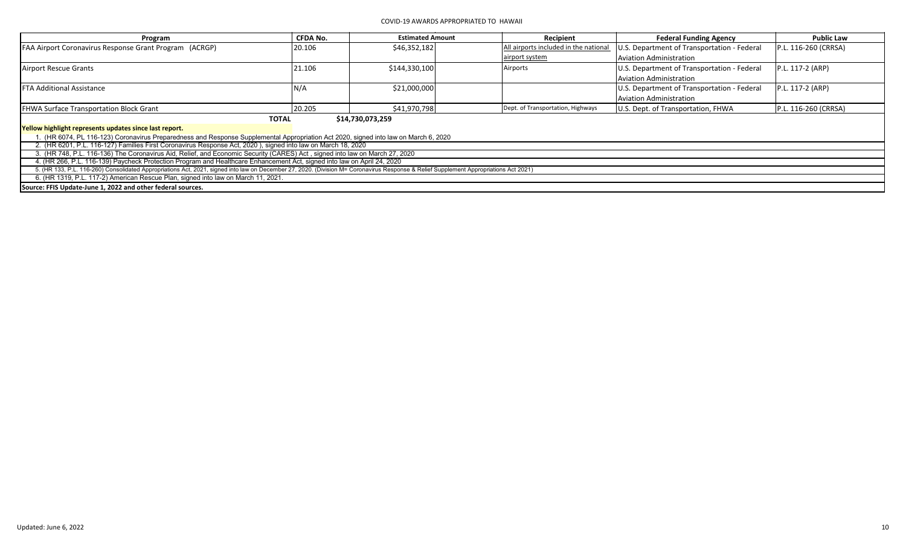# COVID-19 AWARDS APPROPRIATED TO HAWAII

| Program | CFDA No. | Estimated Amount | Recipient | Federal Funding Agency | Public Law |
|---|---|---|---|---|---|
| FAA Airport Coronavirus Response Grant Program (ACRGP) | 20.106 | $46,352,182 | All airports included in the national airport system | U.S. Department of Transportation - Federal Aviation Administration | P.L. 116-260 (CRRSA) |
| Airport Rescue Grants | 21.106 | $144,330,100 | Airports | U.S. Department of Transportation - Federal Aviation Administration | P.L. 117-2 (ARP) |
| FTA Additional Assistance | N/A | $21,000,000 | | U.S. Department of Transportation - Federal Aviation Administration | P.L. 117-2 (ARP) |
| FHWA Surface Transportation Block Grant | 20.205 | $41,970,798 | Dept. of Transportation, Highways | U.S. Dept. of Transportation, FHWA | P.L. 116-260 (CRRSA) |
| **TOTAL** | | **$14,730,073,259** | | | |

**Yellow highlight represents updates since last report.**

1. (HR 6074, PL 116-123) Coronavirus Preparedness and Response Supplemental Appropriation Act 2020, signed into law on March 6, 2020
2. (HR 6201, P.L. 116-127) Families First Coronavirus Response Act, 2020 ), signed into law on March 18, 2020
3. (HR 748, P.L. 116-136) The Coronavirus Aid, Relief, and Economic Security (CARES) Act , signed into law on March 27, 2020
4. (HR 266, P.L. 116-139) Paycheck Protection Program and Healthcare Enhancement Act, signed into law on April 24, 2020
5. (HR 133, P.L. 116-260) Consolidated Appropriations Act, 2021, signed into law on December 27, 2020. (Division M= Coronavirus Response & Relief Supplement Appropriations Act 2021)
6. (HR 1319, P.L. 117-2) American Rescue Plan, signed into law on March 11, 2021.

**Source: FFIS Update-June 1, 2022 and other federal sources.**

Updated: June 6, 2022